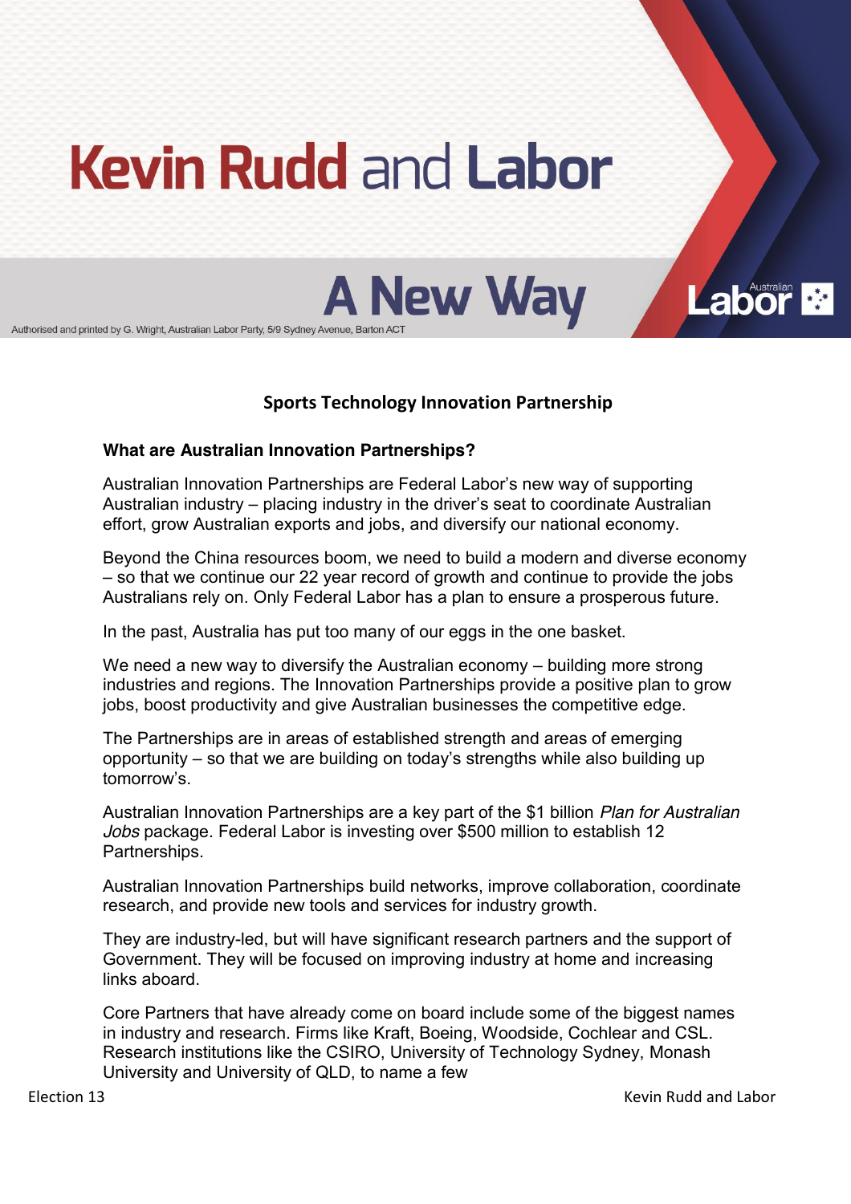# Kevin Rudd and Labor

## A New Way

Authorised and printed by G. Wright, Australian Labor Party, 5/9 Sydney Avenue, Barton ACT

### Sports Technology Innovation Partnership

**What are Australian Innovation Partnerships?**

Australian Innovation Partnerships are Federal Labor's new way of supporting Australian industry – placing industry in the driver's seat to coordinate Australian effort, grow Australian exports and jobs, and diversify our national economy.

Beyond the China resources boom, we need to build a modern and diverse economy – so that we continue our 22 year record of growth and continue to provide the jobs Australians rely on. Only Federal Labor has a plan to ensure a prosperous future.

In the past, Australia has put too many of our eggs in the one basket.

We need a new way to diversify the Australian economy – building more strong industries and regions. The Innovation Partnerships provide a positive plan to grow jobs, boost productivity and give Australian businesses the competitive edge.

The Partnerships are in areas of established strength and areas of emerging opportunity – so that we are building on today's strengths while also building up tomorrow's.

Australian Innovation Partnerships are a key part of the $1 billion *Plan for Australian Jobs* package. Federal Labor is investing over $500 million to establish 12 Partnerships.

Australian Innovation Partnerships build networks, improve collaboration, coordinate research, and provide new tools and services for industry growth.

They are industry-led, but will have significant research partners and the support of Government. They will be focused on improving industry at home and increasing links aboard.

Core Partners that have already come on board include some of the biggest names in industry and research. Firms like Kraft, Boeing, Woodside, Cochlear and CSL. Research institutions like the CSIRO, University of Technology Sydney, Monash University and University of QLD, to name a few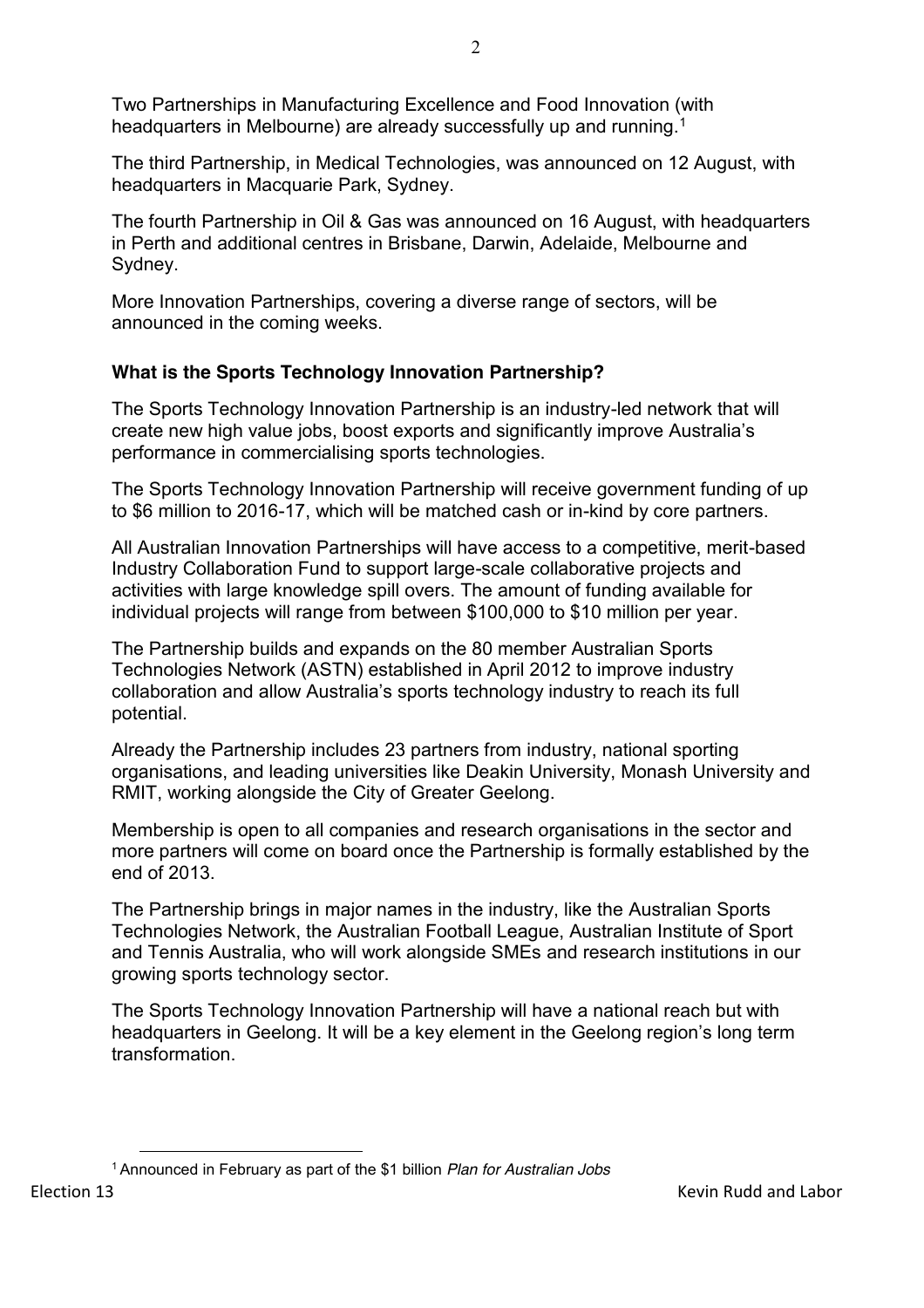Two Partnerships in Manufacturing Excellence and Food Innovation (with headquarters in Melbourne) are already successfully up and running.[1]

The third Partnership, in Medical Technologies, was announced on 12 August, with headquarters in Macquarie Park, Sydney.

The fourth Partnership in Oil & Gas was announced on 16 August, with headquarters in Perth and additional centres in Brisbane, Darwin, Adelaide, Melbourne and Sydney.

More Innovation Partnerships, covering a diverse range of sectors, will be announced in the coming weeks.

**What is the Sports Technology Innovation Partnership?**

The Sports Technology Innovation Partnership is an industry-led network that will create new high value jobs, boost exports and significantly improve Australia's performance in commercialising sports technologies.

The Sports Technology Innovation Partnership will receive government funding of up to $6 million to 2016-17, which will be matched cash or in-kind by core partners.

All Australian Innovation Partnerships will have access to a competitive, merit-based Industry Collaboration Fund to support large-scale collaborative projects and activities with large knowledge spill overs. The amount of funding available for individual projects will range from between $100,000 to $10 million per year.

The Partnership builds and expands on the 80 member Australian Sports Technologies Network (ASTN) established in April 2012 to improve industry collaboration and allow Australia's sports technology industry to reach its full potential.

Already the Partnership includes 23 partners from industry, national sporting organisations, and leading universities like Deakin University, Monash University and RMIT, working alongside the City of Greater Geelong.

Membership is open to all companies and research organisations in the sector and more partners will come on board once the Partnership is formally established by the end of 2013.

The Partnership brings in major names in the industry, like the Australian Sports Technologies Network, the Australian Football League, Australian Institute of Sport and Tennis Australia, who will work alongside SMEs and research institutions in our growing sports technology sector.

The Sports Technology Innovation Partnership will have a national reach but with headquarters in Geelong. It will be a key element in the Geelong region's long term transformation.

[1] Announced in February as part of the $1 billion *Plan for Australian Jobs*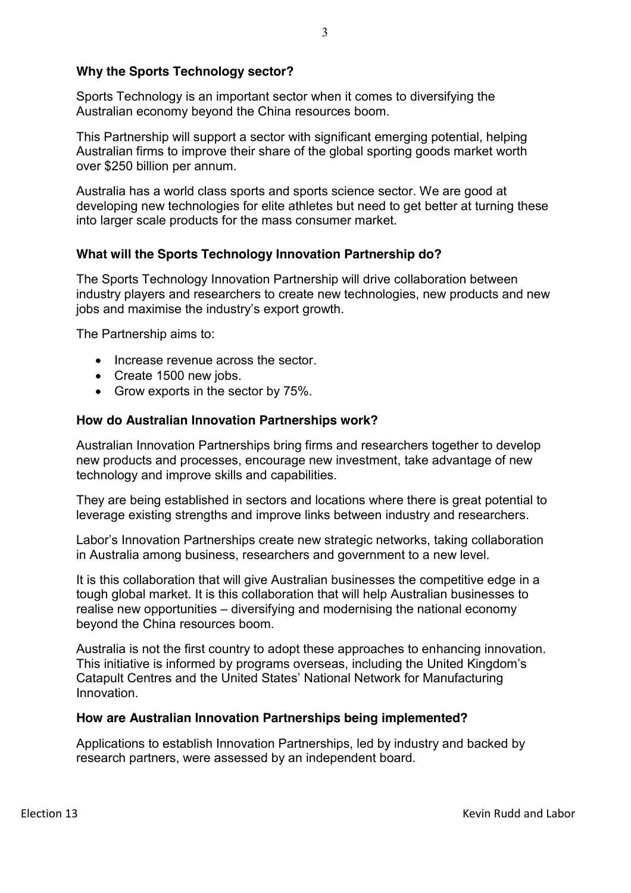### Why the Sports Technology sector?

Sports Technology is an important sector when it comes to diversifying the Australian economy beyond the China resources boom.

This Partnership will support a sector with significant emerging potential, helping Australian firms to improve their share of the global sporting goods market worth over $250 billion per annum.

Australia has a world class sports and sports science sector. We are good at developing new technologies for elite athletes but need to get better at turning these into larger scale products for the mass consumer market.

### What will the Sports Technology Innovation Partnership do?

The Sports Technology Innovation Partnership will drive collaboration between industry players and researchers to create new technologies, new products and new jobs and maximise the industry's export growth.

The Partnership aims to:

- Increase revenue across the sector.
- Create 1500 new jobs.
- Grow exports in the sector by 75%.

### How do Australian Innovation Partnerships work?

Australian Innovation Partnerships bring firms and researchers together to develop new products and processes, encourage new investment, take advantage of new technology and improve skills and capabilities.

They are being established in sectors and locations where there is great potential to leverage existing strengths and improve links between industry and researchers.

Labor's Innovation Partnerships create new strategic networks, taking collaboration in Australia among business, researchers and government to a new level.

It is this collaboration that will give Australian businesses the competitive edge in a tough global market. It is this collaboration that will help Australian businesses to realise new opportunities – diversifying and modernising the national economy beyond the China resources boom.

Australia is not the first country to adopt these approaches to enhancing innovation. This initiative is informed by programs overseas, including the United Kingdom's Catapult Centres and the United States' National Network for Manufacturing Innovation.

### How are Australian Innovation Partnerships being implemented?

Applications to establish Innovation Partnerships, led by industry and backed by research partners, were assessed by an independent board.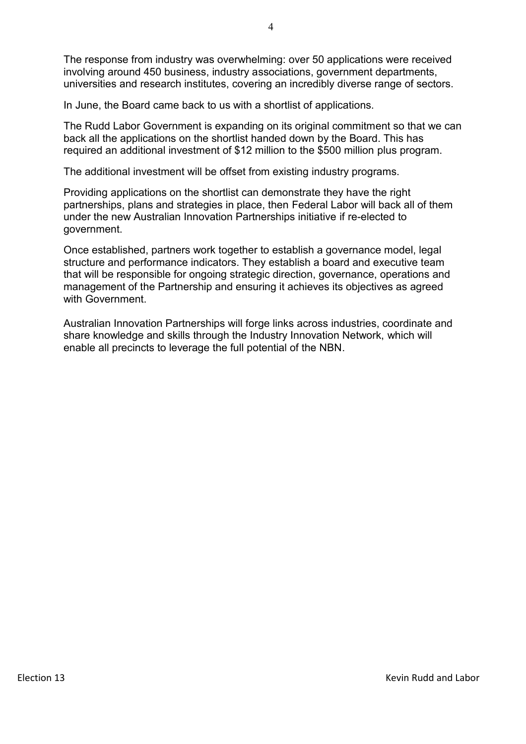The response from industry was overwhelming: over 50 applications were received involving around 450 business, industry associations, government departments, universities and research institutes, covering an incredibly diverse range of sectors.

In June, the Board came back to us with a shortlist of applications.

The Rudd Labor Government is expanding on its original commitment so that we can back all the applications on the shortlist handed down by the Board. This has required an additional investment of $12 million to the $500 million plus program.

The additional investment will be offset from existing industry programs.

Providing applications on the shortlist can demonstrate they have the right partnerships, plans and strategies in place, then Federal Labor will back all of them under the new Australian Innovation Partnerships initiative if re-elected to government.

Once established, partners work together to establish a governance model, legal structure and performance indicators. They establish a board and executive team that will be responsible for ongoing strategic direction, governance, operations and management of the Partnership and ensuring it achieves its objectives as agreed with Government.

Australian Innovation Partnerships will forge links across industries, coordinate and share knowledge and skills through the Industry Innovation Network, which will enable all precincts to leverage the full potential of the NBN.